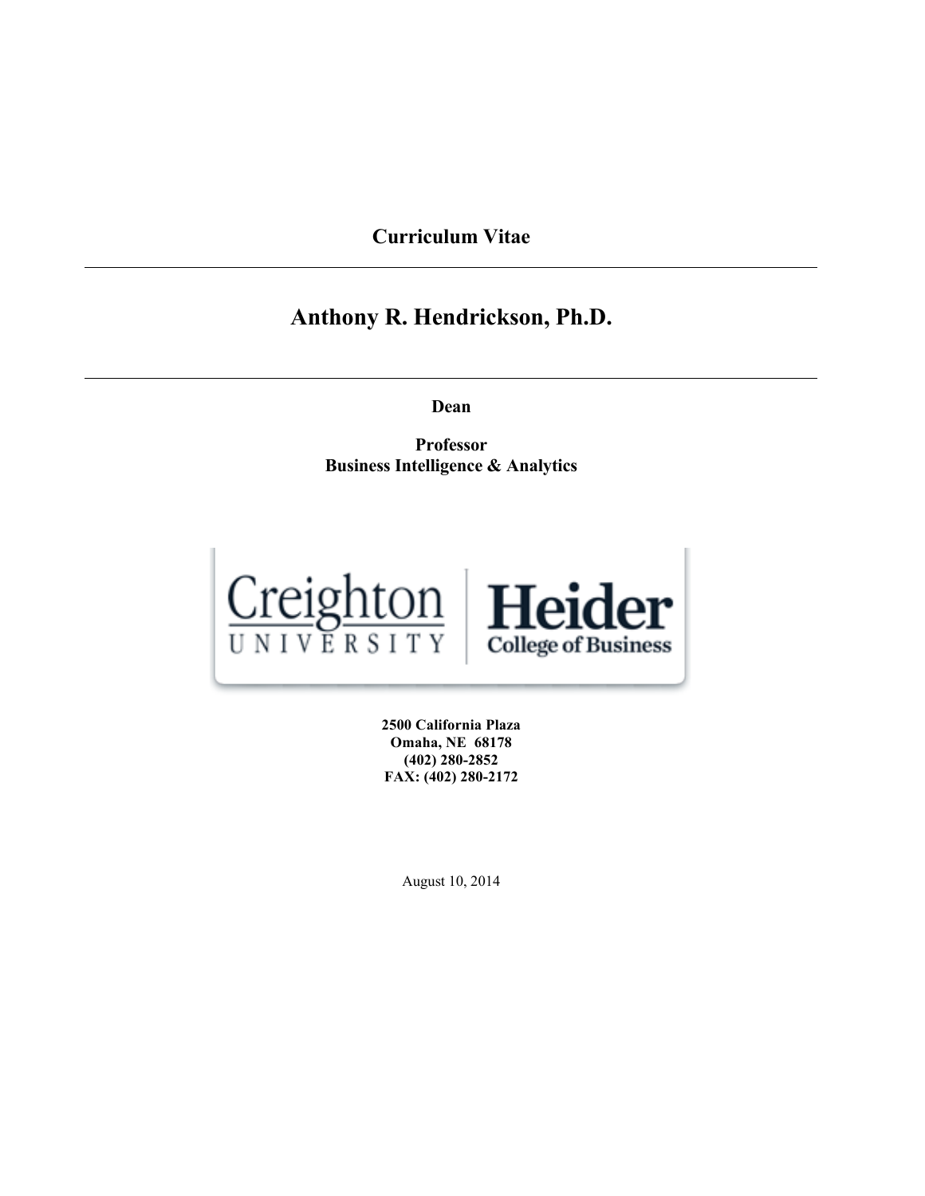**Curriculum Vitae**

---

# Anthony R. Hendrickson, Ph.D.

---

**Dean**

**Professor**
**Business Intelligence & Analytics**

Creighton UNIVERSITY | Heider College of Business

**2500 California Plaza**
**Omaha, NE 68178**
**(402) 280-2852**
**FAX: (402) 280-2172**

August 10, 2014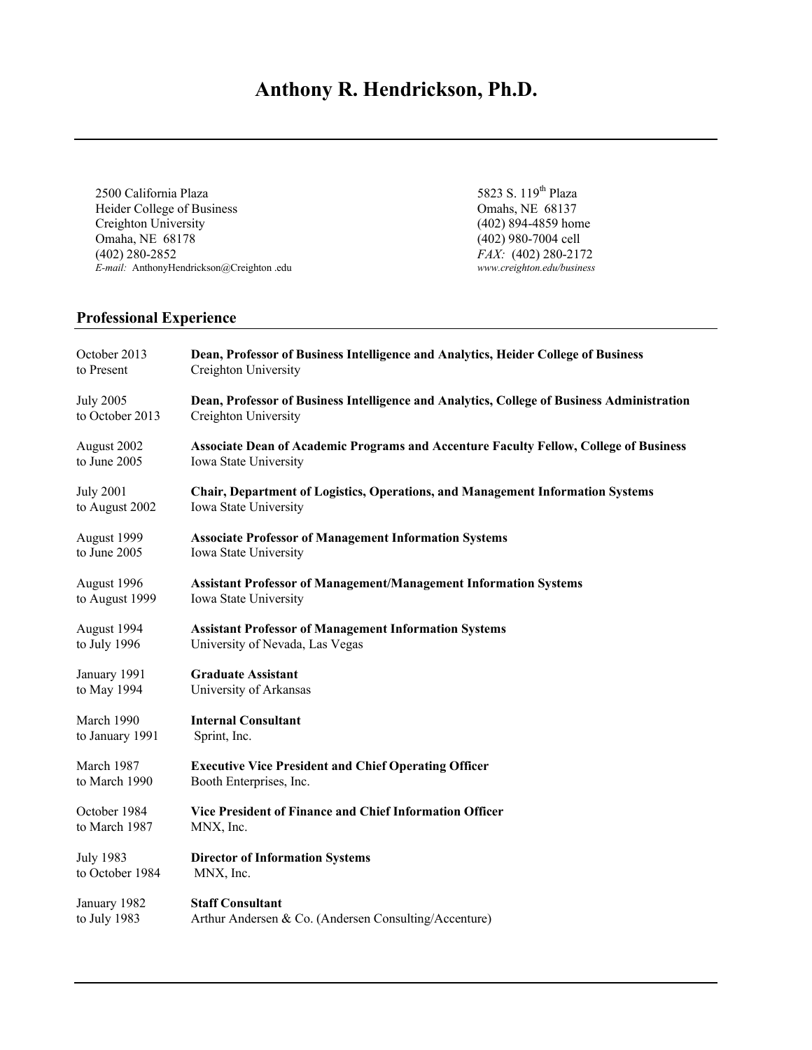# Anthony R. Hendrickson, Ph.D.

2500 California Plaza
Heider College of Business
Creighton University
Omaha, NE 68178
(402) 280-2852
*E-mail:* AnthonyHendrickson@Creighton .edu

5823 S. 119th Plaza
Omahs, NE 68137
(402) 894-4859 home
(402) 980-7004 cell
*FAX:* (402) 280-2172
*www.creighton.edu/business*

## Professional Experience

| | |
|---|---|
| October 2013 to Present | **Dean, Professor of Business Intelligence and Analytics, Heider College of Business** Creighton University |
| July 2005 to October 2013 | **Dean, Professor of Business Intelligence and Analytics, College of Business Administration** Creighton University |
| August 2002 to June 2005 | **Associate Dean of Academic Programs and Accenture Faculty Fellow, College of Business** Iowa State University |
| July 2001 to August 2002 | **Chair, Department of Logistics, Operations, and Management Information Systems** Iowa State University |
| August 1999 to June 2005 | **Associate Professor of Management Information Systems** Iowa State University |
| August 1996 to August 1999 | **Assistant Professor of Management/Management Information Systems** Iowa State University |
| August 1994 to July 1996 | **Assistant Professor of Management Information Systems** University of Nevada, Las Vegas |
| January 1991 to May 1994 | **Graduate Assistant** University of Arkansas |
| March 1990 to January 1991 | **Internal Consultant** Sprint, Inc. |
| March 1987 to March 1990 | **Executive Vice President and Chief Operating Officer** Booth Enterprises, Inc. |
| October 1984 to March 1987 | **Vice President of Finance and Chief Information Officer** MNX, Inc. |
| July 1983 to October 1984 | **Director of Information Systems** MNX, Inc. |
| January 1982 to July 1983 | **Staff Consultant** Arthur Andersen & Co. (Andersen Consulting/Accenture) |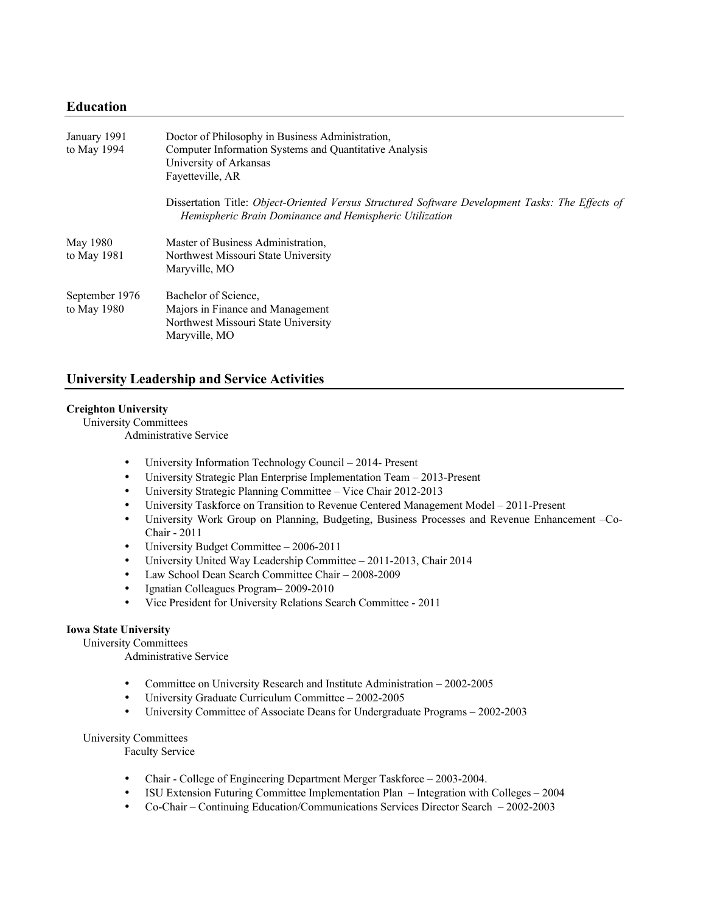## Education

January 1991 to May 1994
: Doctor of Philosophy in Business Administration,
Computer Information Systems and Quantitative Analysis
University of Arkansas
Fayetteville, AR

Dissertation Title: *Object-Oriented Versus Structured Software Development Tasks: The Effects of Hemispheric Brain Dominance and Hemispheric Utilization*

May 1980 to May 1981
: Master of Business Administration,
Northwest Missouri State University
Maryville, MO

September 1976 to May 1980
: Bachelor of Science,
Majors in Finance and Management
Northwest Missouri State University
Maryville, MO

## University Leadership and Service Activities

**Creighton University**

University Committees

Administrative Service

- University Information Technology Council – 2014- Present
- University Strategic Plan Enterprise Implementation Team – 2013-Present
- University Strategic Planning Committee – Vice Chair 2012-2013
- University Taskforce on Transition to Revenue Centered Management Model – 2011-Present
- University Work Group on Planning, Budgeting, Business Processes and Revenue Enhancement –Co-Chair - 2011
- University Budget Committee – 2006-2011
- University United Way Leadership Committee – 2011-2013, Chair 2014
- Law School Dean Search Committee Chair – 2008-2009
- Ignatian Colleagues Program– 2009-2010
- Vice President for University Relations Search Committee - 2011

**Iowa State University**

University Committees

Administrative Service

- Committee on University Research and Institute Administration – 2002-2005
- University Graduate Curriculum Committee – 2002-2005
- University Committee of Associate Deans for Undergraduate Programs – 2002-2003

University Committees

Faculty Service

- Chair - College of Engineering Department Merger Taskforce – 2003-2004.
- ISU Extension Futuring Committee Implementation Plan – Integration with Colleges – 2004
- Co-Chair – Continuing Education/Communications Services Director Search – 2002-2003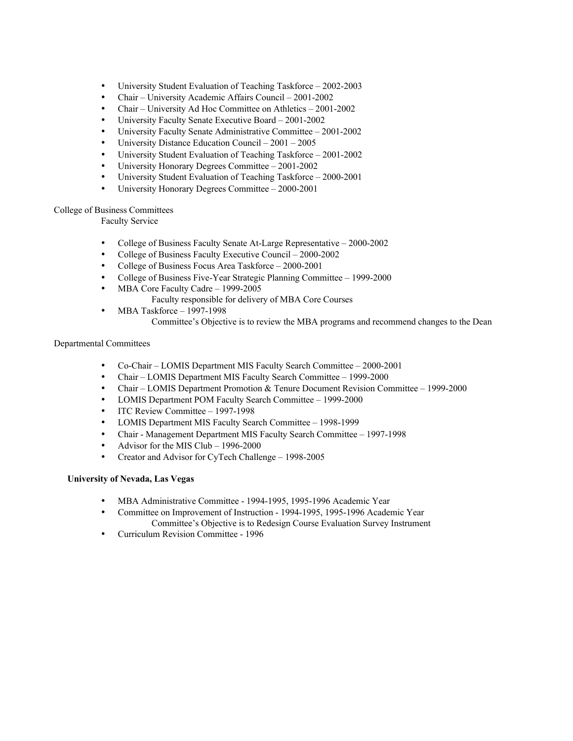- University Student Evaluation of Teaching Taskforce – 2002-2003
- Chair – University Academic Affairs Council – 2001-2002
- Chair – University Ad Hoc Committee on Athletics – 2001-2002
- University Faculty Senate Executive Board – 2001-2002
- University Faculty Senate Administrative Committee – 2001-2002
- University Distance Education Council – 2001 – 2005
- University Student Evaluation of Teaching Taskforce – 2001-2002
- University Honorary Degrees Committee – 2001-2002
- University Student Evaluation of Teaching Taskforce – 2000-2001
- University Honorary Degrees Committee – 2000-2001

College of Business Committees

Faculty Service

- College of Business Faculty Senate At-Large Representative – 2000-2002
- College of Business Faculty Executive Council – 2000-2002
- College of Business Focus Area Taskforce – 2000-2001
- College of Business Five-Year Strategic Planning Committee – 1999-2000
- MBA Core Faculty Cadre – 1999-2005
  Faculty responsible for delivery of MBA Core Courses
- MBA Taskforce – 1997-1998
  Committee's Objective is to review the MBA programs and recommend changes to the Dean

Departmental Committees

- Co-Chair – LOMIS Department MIS Faculty Search Committee – 2000-2001
- Chair – LOMIS Department MIS Faculty Search Committee – 1999-2000
- Chair – LOMIS Department Promotion & Tenure Document Revision Committee – 1999-2000
- LOMIS Department POM Faculty Search Committee – 1999-2000
- ITC Review Committee – 1997-1998
- LOMIS Department MIS Faculty Search Committee – 1998-1999
- Chair - Management Department MIS Faculty Search Committee – 1997-1998
- Advisor for the MIS Club – 1996-2000
- Creator and Advisor for CyTech Challenge – 1998-2005

**University of Nevada, Las Vegas**

- MBA Administrative Committee - 1994-1995, 1995-1996 Academic Year
- Committee on Improvement of Instruction - 1994-1995, 1995-1996 Academic Year
  Committee's Objective is to Redesign Course Evaluation Survey Instrument
- Curriculum Revision Committee - 1996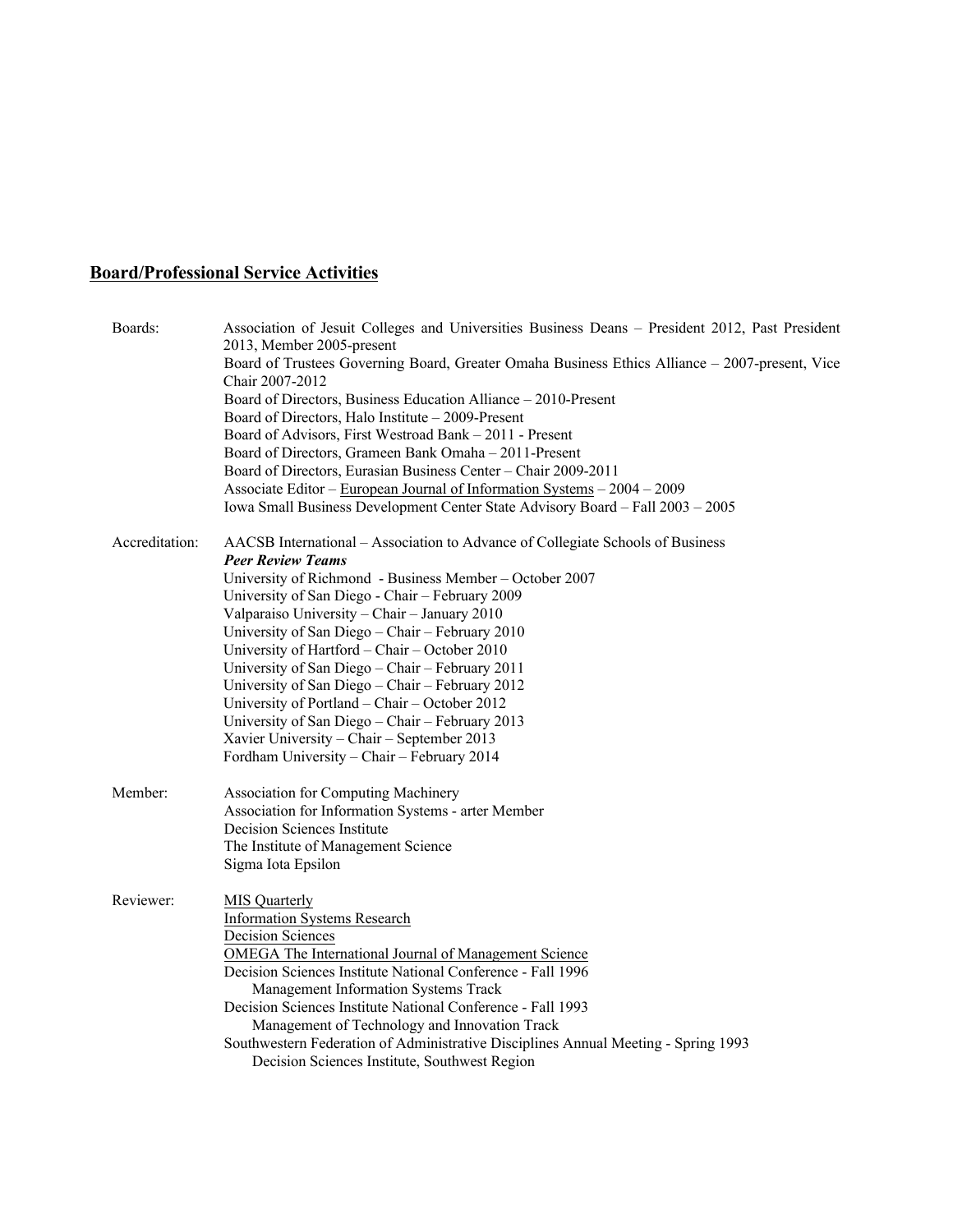## **Board/Professional Service Activities**

Boards:

Association of Jesuit Colleges and Universities Business Deans – President 2012, Past President 2013, Member 2005-present
Board of Trustees Governing Board, Greater Omaha Business Ethics Alliance – 2007-present, Vice Chair 2007-2012
Board of Directors, Business Education Alliance – 2010-Present
Board of Directors, Halo Institute – 2009-Present
Board of Advisors, First Westroad Bank – 2011 - Present
Board of Directors, Grameen Bank Omaha – 2011-Present
Board of Directors, Eurasian Business Center – Chair 2009-2011
Associate Editor – European Journal of Information Systems – 2004 – 2009
Iowa Small Business Development Center State Advisory Board – Fall 2003 – 2005

Accreditation:

AACSB International – Association to Advance of Collegiate Schools of Business
***Peer Review Teams***
University of Richmond - Business Member – October 2007
University of San Diego - Chair – February 2009
Valparaiso University – Chair – January 2010
University of San Diego – Chair – February 2010
University of Hartford – Chair – October 2010
University of San Diego – Chair – February 2011
University of San Diego – Chair – February 2012
University of Portland – Chair – October 2012
University of San Diego – Chair – February 2013
Xavier University – Chair – September 2013
Fordham University – Chair – February 2014

Member:

Association for Computing Machinery
Association for Information Systems - arter Member
Decision Sciences Institute
The Institute of Management Science
Sigma Iota Epsilon

Reviewer:

MIS Quarterly
Information Systems Research
Decision Sciences
OMEGA The International Journal of Management Science
Decision Sciences Institute National Conference - Fall 1996
  Management Information Systems Track
Decision Sciences Institute National Conference - Fall 1993
  Management of Technology and Innovation Track
Southwestern Federation of Administrative Disciplines Annual Meeting - Spring 1993
  Decision Sciences Institute, Southwest Region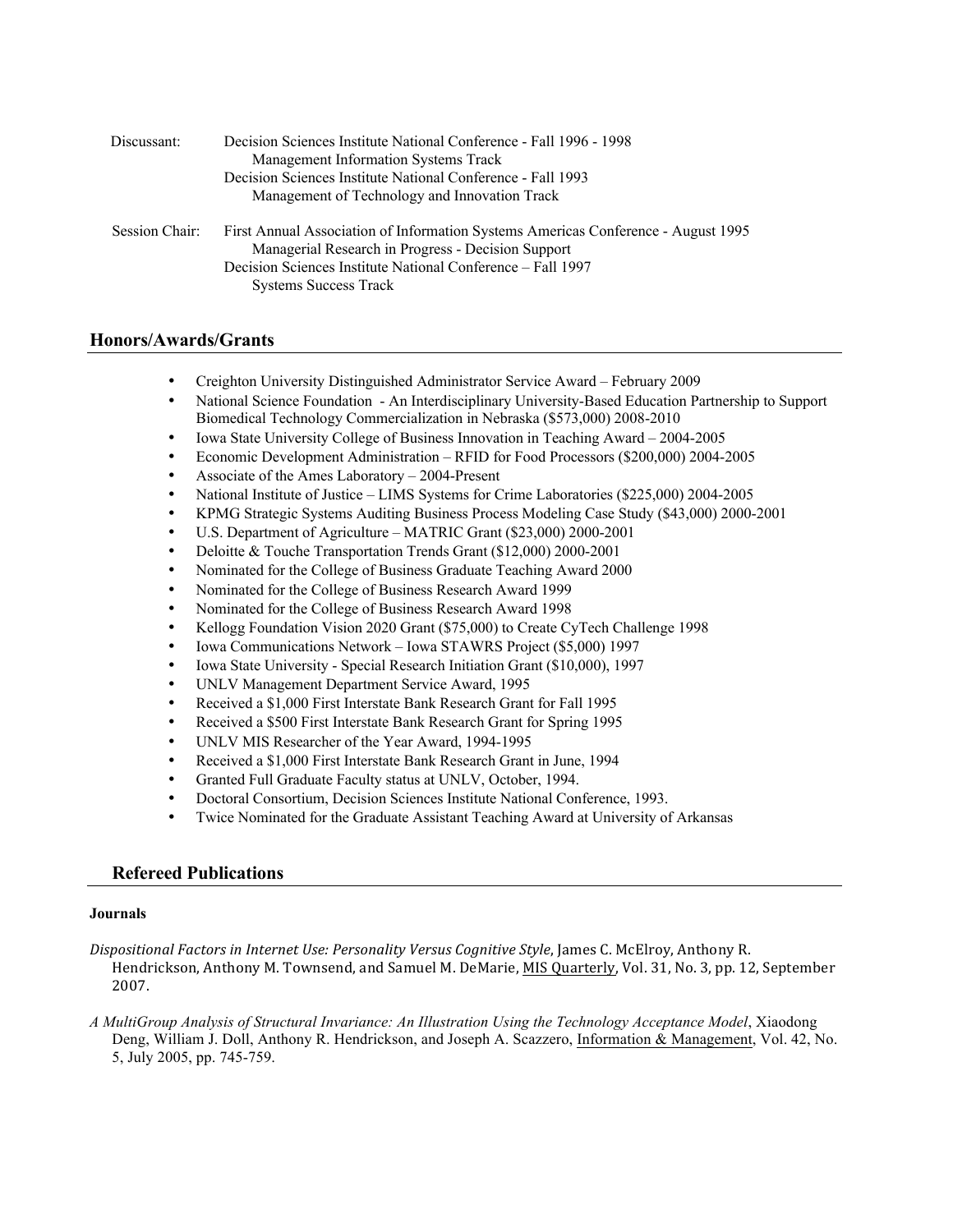| | |
|---|---|
| Discussant: | Decision Sciences Institute National Conference - Fall 1996 - 1998<br>Management Information Systems Track<br>Decision Sciences Institute National Conference - Fall 1993<br>Management of Technology and Innovation Track |
| Session Chair: | First Annual Association of Information Systems Americas Conference - August 1995<br>Managerial Research in Progress - Decision Support<br>Decision Sciences Institute National Conference – Fall 1997<br>Systems Success Track |

## Honors/Awards/Grants

- Creighton University Distinguished Administrator Service Award – February 2009
- National Science Foundation - An Interdisciplinary University-Based Education Partnership to Support Biomedical Technology Commercialization in Nebraska ($573,000) 2008-2010
- Iowa State University College of Business Innovation in Teaching Award – 2004-2005
- Economic Development Administration – RFID for Food Processors ($200,000) 2004-2005
- Associate of the Ames Laboratory – 2004-Present
- National Institute of Justice – LIMS Systems for Crime Laboratories ($225,000) 2004-2005
- KPMG Strategic Systems Auditing Business Process Modeling Case Study ($43,000) 2000-2001
- U.S. Department of Agriculture – MATRIC Grant ($23,000) 2000-2001
- Deloitte & Touche Transportation Trends Grant ($12,000) 2000-2001
- Nominated for the College of Business Graduate Teaching Award 2000
- Nominated for the College of Business Research Award 1999
- Nominated for the College of Business Research Award 1998
- Kellogg Foundation Vision 2020 Grant ($75,000) to Create CyTech Challenge 1998
- Iowa Communications Network – Iowa STAWRS Project ($5,000) 1997
- Iowa State University - Special Research Initiation Grant ($10,000), 1997
- UNLV Management Department Service Award, 1995
- Received a $1,000 First Interstate Bank Research Grant for Fall 1995
- Received a $500 First Interstate Bank Research Grant for Spring 1995
- UNLV MIS Researcher of the Year Award, 1994-1995
- Received a $1,000 First Interstate Bank Research Grant in June, 1994
- Granted Full Graduate Faculty status at UNLV, October, 1994.
- Doctoral Consortium, Decision Sciences Institute National Conference, 1993.
- Twice Nominated for the Graduate Assistant Teaching Award at University of Arkansas

## Refereed Publications

### Journals

*Dispositional Factors in Internet Use: Personality Versus Cognitive Style*, James C. McElroy, Anthony R. Hendrickson, Anthony M. Townsend, and Samuel M. DeMarie, MIS Quarterly, Vol. 31, No. 3, pp. 12, September 2007.

*A MultiGroup Analysis of Structural Invariance: An Illustration Using the Technology Acceptance Model*, Xiaodong Deng, William J. Doll, Anthony R. Hendrickson, and Joseph A. Scazzero, Information & Management, Vol. 42, No. 5, July 2005, pp. 745-759.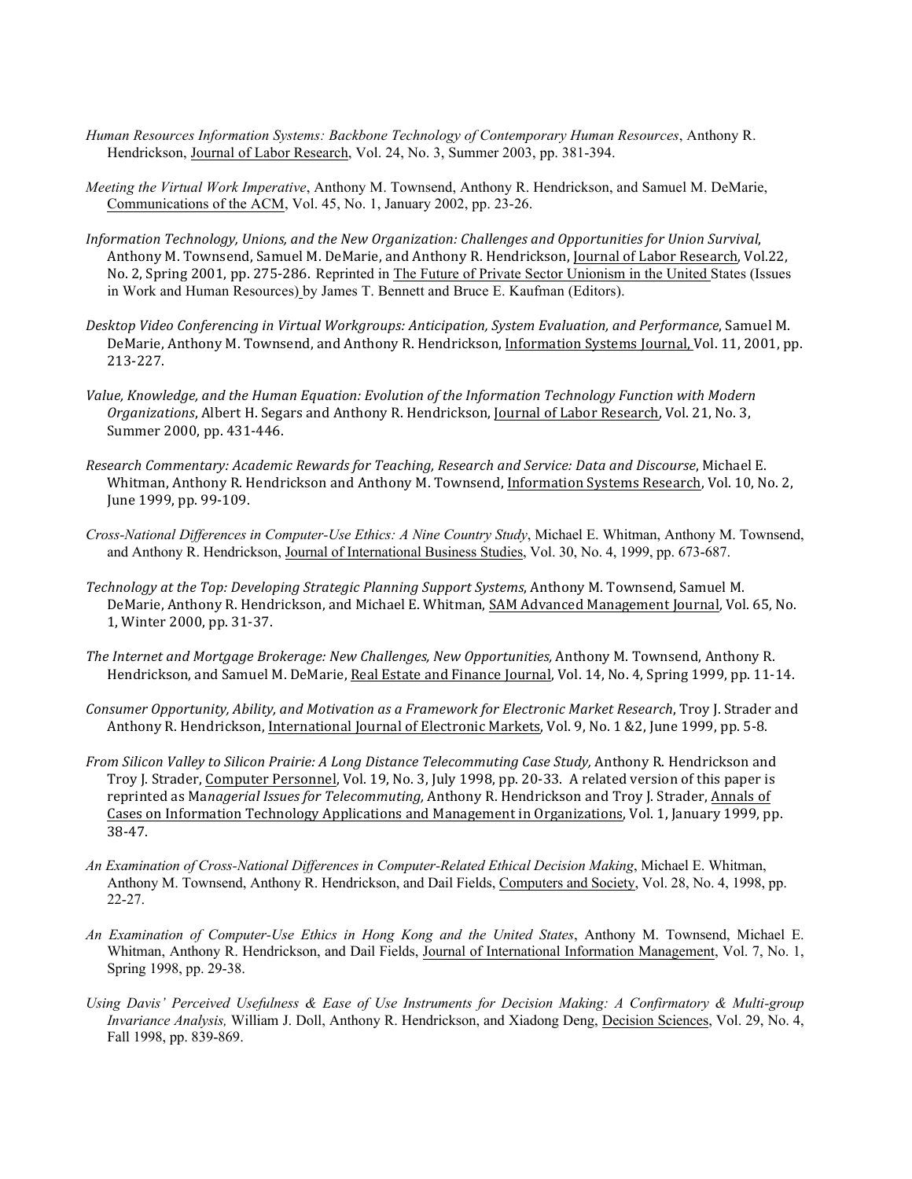*Human Resources Information Systems: Backbone Technology of Contemporary Human Resources*, Anthony R. Hendrickson, Journal of Labor Research, Vol. 24, No. 3, Summer 2003, pp. 381-394.

*Meeting the Virtual Work Imperative*, Anthony M. Townsend, Anthony R. Hendrickson, and Samuel M. DeMarie, Communications of the ACM, Vol. 45, No. 1, January 2002, pp. 23-26.

*Information Technology, Unions, and the New Organization: Challenges and Opportunities for Union Survival*, Anthony M. Townsend, Samuel M. DeMarie, and Anthony R. Hendrickson, Journal of Labor Research, Vol.22, No. 2, Spring 2001, pp. 275-286. Reprinted in The Future of Private Sector Unionism in the United States (Issues in Work and Human Resources) by James T. Bennett and Bruce E. Kaufman (Editors).

*Desktop Video Conferencing in Virtual Workgroups: Anticipation, System Evaluation, and Performance*, Samuel M. DeMarie, Anthony M. Townsend, and Anthony R. Hendrickson, Information Systems Journal, Vol. 11, 2001, pp. 213-227.

*Value, Knowledge, and the Human Equation: Evolution of the Information Technology Function with Modern Organizations*, Albert H. Segars and Anthony R. Hendrickson, Journal of Labor Research, Vol. 21, No. 3, Summer 2000, pp. 431-446.

*Research Commentary: Academic Rewards for Teaching, Research and Service: Data and Discourse*, Michael E. Whitman, Anthony R. Hendrickson and Anthony M. Townsend, Information Systems Research, Vol. 10, No. 2, June 1999, pp. 99-109.

*Cross-National Differences in Computer-Use Ethics: A Nine Country Study*, Michael E. Whitman, Anthony M. Townsend, and Anthony R. Hendrickson, Journal of International Business Studies, Vol. 30, No. 4, 1999, pp. 673-687.

*Technology at the Top: Developing Strategic Planning Support Systems*, Anthony M. Townsend, Samuel M. DeMarie, Anthony R. Hendrickson, and Michael E. Whitman, SAM Advanced Management Journal, Vol. 65, No. 1, Winter 2000, pp. 31-37.

*The Internet and Mortgage Brokerage: New Challenges, New Opportunities,* Anthony M. Townsend, Anthony R. Hendrickson, and Samuel M. DeMarie, Real Estate and Finance Journal, Vol. 14, No. 4, Spring 1999, pp. 11-14.

*Consumer Opportunity, Ability, and Motivation as a Framework for Electronic Market Research*, Troy J. Strader and Anthony R. Hendrickson, International Journal of Electronic Markets, Vol. 9, No. 1 &2, June 1999, pp. 5-8.

*From Silicon Valley to Silicon Prairie: A Long Distance Telecommuting Case Study,* Anthony R. Hendrickson and Troy J. Strader, Computer Personnel, Vol. 19, No. 3, July 1998, pp. 20-33. A related version of this paper is reprinted as Ma*nagerial Issues for Telecommuting,* Anthony R. Hendrickson and Troy J. Strader, Annals of Cases on Information Technology Applications and Management in Organizations, Vol. 1, January 1999, pp. 38-47.

*An Examination of Cross-National Differences in Computer-Related Ethical Decision Making*, Michael E. Whitman, Anthony M. Townsend, Anthony R. Hendrickson, and Dail Fields, Computers and Society, Vol. 28, No. 4, 1998, pp. 22-27.

*An Examination of Computer-Use Ethics in Hong Kong and the United States*, Anthony M. Townsend, Michael E. Whitman, Anthony R. Hendrickson, and Dail Fields, Journal of International Information Management, Vol. 7, No. 1, Spring 1998, pp. 29-38.

*Using Davis' Perceived Usefulness & Ease of Use Instruments for Decision Making: A Confirmatory & Multi-group Invariance Analysis,* William J. Doll, Anthony R. Hendrickson, and Xiadong Deng, Decision Sciences, Vol. 29, No. 4, Fall 1998, pp. 839-869.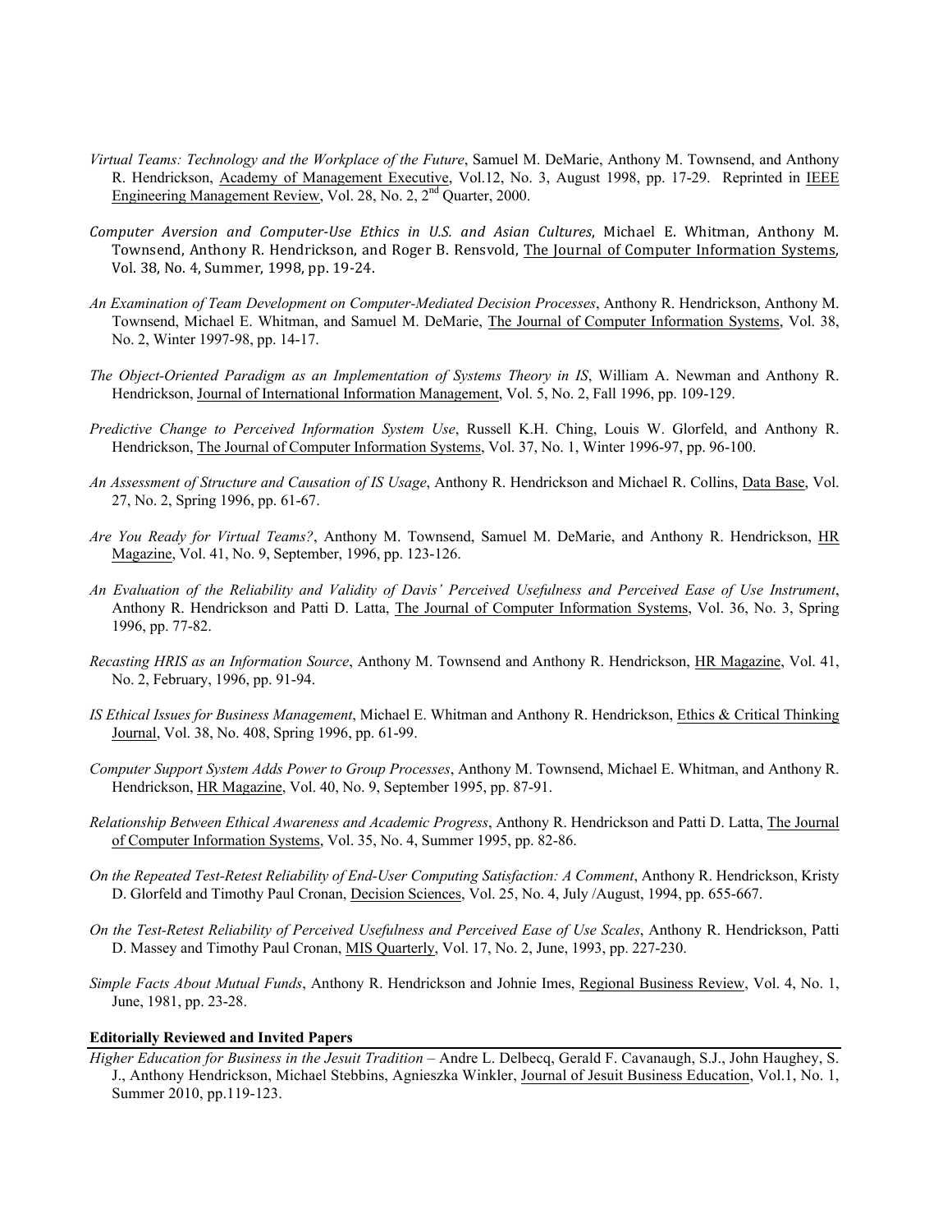*Virtual Teams: Technology and the Workplace of the Future*, Samuel M. DeMarie, Anthony M. Townsend, and Anthony R. Hendrickson, Academy of Management Executive, Vol.12, No. 3, August 1998, pp. 17-29. Reprinted in IEEE Engineering Management Review, Vol. 28, No. 2, 2nd Quarter, 2000.

*Computer Aversion and Computer-Use Ethics in U.S. and Asian Cultures*, Michael E. Whitman, Anthony M. Townsend, Anthony R. Hendrickson, and Roger B. Rensvold, The Journal of Computer Information Systems, Vol. 38, No. 4, Summer, 1998, pp. 19-24.

*An Examination of Team Development on Computer-Mediated Decision Processes*, Anthony R. Hendrickson, Anthony M. Townsend, Michael E. Whitman, and Samuel M. DeMarie, The Journal of Computer Information Systems, Vol. 38, No. 2, Winter 1997-98, pp. 14-17.

*The Object-Oriented Paradigm as an Implementation of Systems Theory in IS*, William A. Newman and Anthony R. Hendrickson, Journal of International Information Management, Vol. 5, No. 2, Fall 1996, pp. 109-129.

*Predictive Change to Perceived Information System Use*, Russell K.H. Ching, Louis W. Glorfeld, and Anthony R. Hendrickson, The Journal of Computer Information Systems, Vol. 37, No. 1, Winter 1996-97, pp. 96-100.

*An Assessment of Structure and Causation of IS Usage*, Anthony R. Hendrickson and Michael R. Collins, Data Base, Vol. 27, No. 2, Spring 1996, pp. 61-67.

*Are You Ready for Virtual Teams?*, Anthony M. Townsend, Samuel M. DeMarie, and Anthony R. Hendrickson, HR Magazine, Vol. 41, No. 9, September, 1996, pp. 123-126.

*An Evaluation of the Reliability and Validity of Davis' Perceived Usefulness and Perceived Ease of Use Instrument*, Anthony R. Hendrickson and Patti D. Latta, The Journal of Computer Information Systems, Vol. 36, No. 3, Spring 1996, pp. 77-82.

*Recasting HRIS as an Information Source*, Anthony M. Townsend and Anthony R. Hendrickson, HR Magazine, Vol. 41, No. 2, February, 1996, pp. 91-94.

*IS Ethical Issues for Business Management*, Michael E. Whitman and Anthony R. Hendrickson, Ethics & Critical Thinking Journal, Vol. 38, No. 408, Spring 1996, pp. 61-99.

*Computer Support System Adds Power to Group Processes*, Anthony M. Townsend, Michael E. Whitman, and Anthony R. Hendrickson, HR Magazine, Vol. 40, No. 9, September 1995, pp. 87-91.

*Relationship Between Ethical Awareness and Academic Progress*, Anthony R. Hendrickson and Patti D. Latta, The Journal of Computer Information Systems, Vol. 35, No. 4, Summer 1995, pp. 82-86.

*On the Repeated Test-Retest Reliability of End-User Computing Satisfaction: A Comment*, Anthony R. Hendrickson, Kristy D. Glorfeld and Timothy Paul Cronan, Decision Sciences, Vol. 25, No. 4, July /August, 1994, pp. 655-667.

*On the Test-Retest Reliability of Perceived Usefulness and Perceived Ease of Use Scales*, Anthony R. Hendrickson, Patti D. Massey and Timothy Paul Cronan, MIS Quarterly, Vol. 17, No. 2, June, 1993, pp. 227-230.

*Simple Facts About Mutual Funds*, Anthony R. Hendrickson and Johnie Imes, Regional Business Review, Vol. 4, No. 1, June, 1981, pp. 23-28.

**Editorially Reviewed and Invited Papers**

*Higher Education for Business in the Jesuit Tradition* – Andre L. Delbecq, Gerald F. Cavanaugh, S.J., John Haughey, S. J., Anthony Hendrickson, Michael Stebbins, Agnieszka Winkler, Journal of Jesuit Business Education, Vol.1, No. 1, Summer 2010, pp.119-123.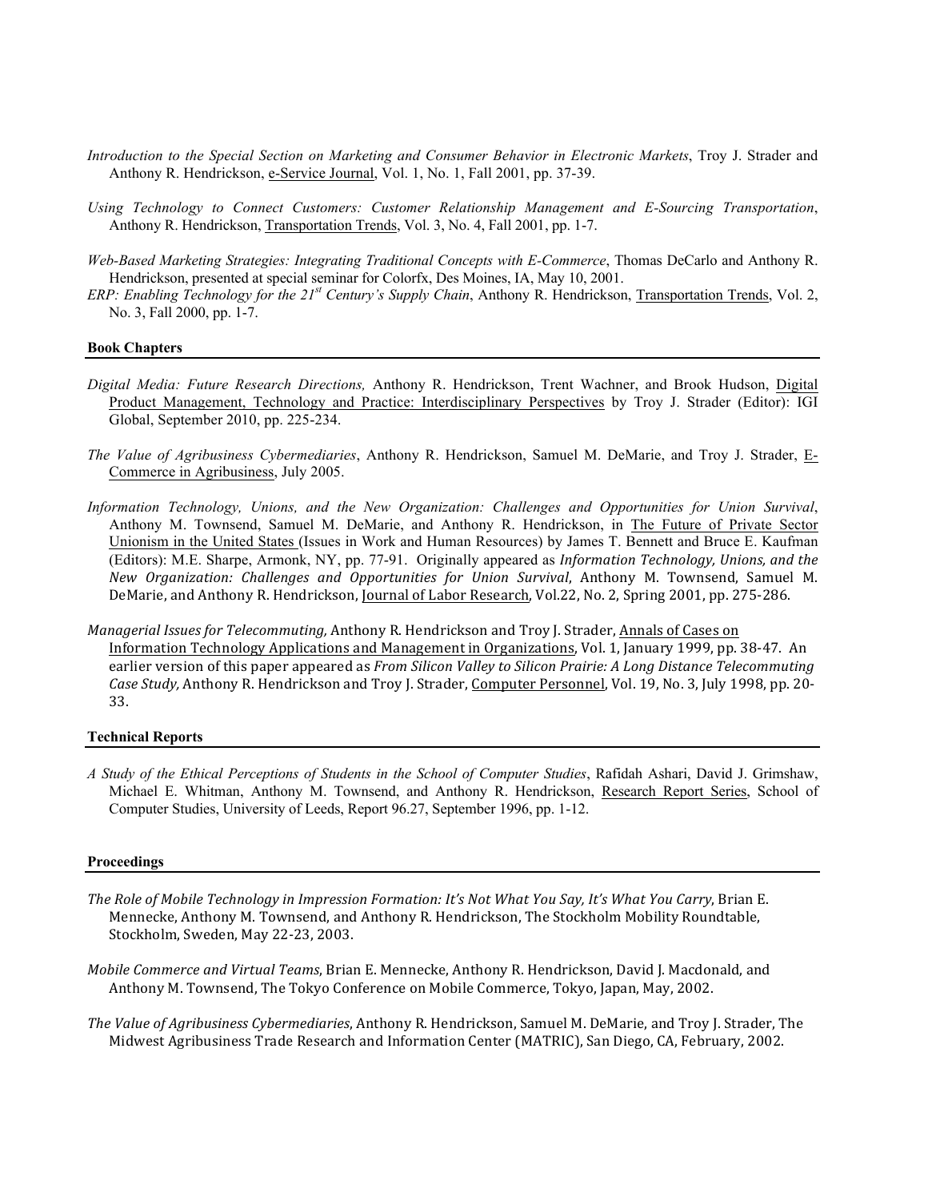*Introduction to the Special Section on Marketing and Consumer Behavior in Electronic Markets*, Troy J. Strader and Anthony R. Hendrickson, e-Service Journal, Vol. 1, No. 1, Fall 2001, pp. 37-39.

*Using Technology to Connect Customers: Customer Relationship Management and E-Sourcing Transportation*, Anthony R. Hendrickson, Transportation Trends, Vol. 3, No. 4, Fall 2001, pp. 1-7.

*Web-Based Marketing Strategies: Integrating Traditional Concepts with E-Commerce*, Thomas DeCarlo and Anthony R. Hendrickson, presented at special seminar for Colorfx, Des Moines, IA, May 10, 2001.

*ERP: Enabling Technology for the 21st Century's Supply Chain*, Anthony R. Hendrickson, Transportation Trends, Vol. 2, No. 3, Fall 2000, pp. 1-7.

**Book Chapters**

*Digital Media: Future Research Directions,* Anthony R. Hendrickson, Trent Wachner, and Brook Hudson, Digital Product Management, Technology and Practice: Interdisciplinary Perspectives by Troy J. Strader (Editor): IGI Global, September 2010, pp. 225-234.

*The Value of Agribusiness Cybermediaries*, Anthony R. Hendrickson, Samuel M. DeMarie, and Troy J. Strader, E-Commerce in Agribusiness, July 2005.

*Information Technology, Unions, and the New Organization: Challenges and Opportunities for Union Survival*, Anthony M. Townsend, Samuel M. DeMarie, and Anthony R. Hendrickson, in The Future of Private Sector Unionism in the United States (Issues in Work and Human Resources) by James T. Bennett and Bruce E. Kaufman (Editors): M.E. Sharpe, Armonk, NY, pp. 77-91. Originally appeared as *Information Technology, Unions, and the New Organization: Challenges and Opportunities for Union Survival*, Anthony M. Townsend, Samuel M. DeMarie, and Anthony R. Hendrickson, Journal of Labor Research, Vol.22, No. 2, Spring 2001, pp. 275-286.

*Managerial Issues for Telecommuting,* Anthony R. Hendrickson and Troy J. Strader, Annals of Cases on Information Technology Applications and Management in Organizations, Vol. 1, January 1999, pp. 38-47. An earlier version of this paper appeared as *From Silicon Valley to Silicon Prairie: A Long Distance Telecommuting Case Study,* Anthony R. Hendrickson and Troy J. Strader, Computer Personnel, Vol. 19, No. 3, July 1998, pp. 20-33.

**Technical Reports**

*A Study of the Ethical Perceptions of Students in the School of Computer Studies*, Rafidah Ashari, David J. Grimshaw, Michael E. Whitman, Anthony M. Townsend, and Anthony R. Hendrickson, Research Report Series, School of Computer Studies, University of Leeds, Report 96.27, September 1996, pp. 1-12.

**Proceedings**

*The Role of Mobile Technology in Impression Formation: It's Not What You Say, It's What You Carry*, Brian E. Mennecke, Anthony M. Townsend, and Anthony R. Hendrickson, The Stockholm Mobility Roundtable, Stockholm, Sweden, May 22-23, 2003.

*Mobile Commerce and Virtual Teams*, Brian E. Mennecke, Anthony R. Hendrickson, David J. Macdonald, and Anthony M. Townsend, The Tokyo Conference on Mobile Commerce, Tokyo, Japan, May, 2002.

*The Value of Agribusiness Cybermediaries*, Anthony R. Hendrickson, Samuel M. DeMarie, and Troy J. Strader, The Midwest Agribusiness Trade Research and Information Center (MATRIC), San Diego, CA, February, 2002.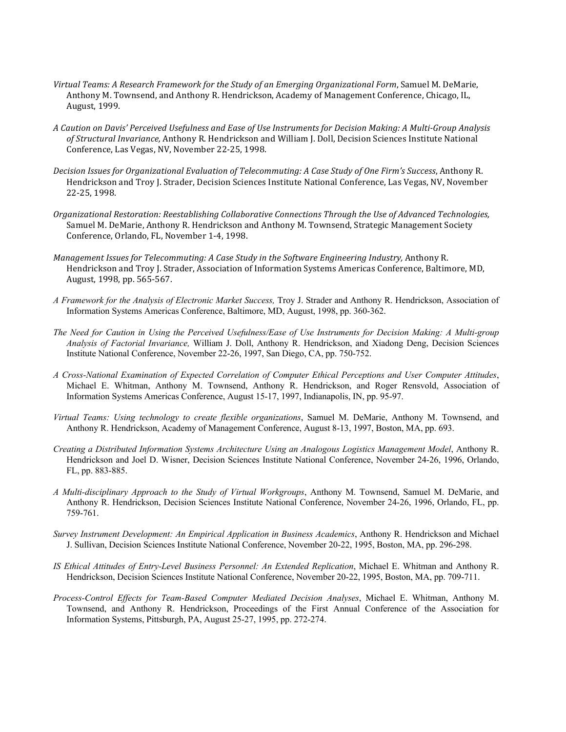*Virtual Teams: A Research Framework for the Study of an Emerging Organizational Form*, Samuel M. DeMarie, Anthony M. Townsend, and Anthony R. Hendrickson, Academy of Management Conference, Chicago, IL, August, 1999.

*A Caution on Davis' Perceived Usefulness and Ease of Use Instruments for Decision Making: A Multi-Group Analysis of Structural Invariance,* Anthony R. Hendrickson and William J. Doll, Decision Sciences Institute National Conference, Las Vegas, NV, November 22-25, 1998.

*Decision Issues for Organizational Evaluation of Telecommuting: A Case Study of One Firm's Success*, Anthony R. Hendrickson and Troy J. Strader, Decision Sciences Institute National Conference, Las Vegas, NV, November 22-25, 1998.

*Organizational Restoration: Reestablishing Collaborative Connections Through the Use of Advanced Technologies,* Samuel M. DeMarie, Anthony R. Hendrickson and Anthony M. Townsend, Strategic Management Society Conference, Orlando, FL, November 1-4, 1998.

*Management Issues for Telecommuting: A Case Study in the Software Engineering Industry,* Anthony R. Hendrickson and Troy J. Strader, Association of Information Systems Americas Conference, Baltimore, MD, August, 1998, pp. 565-567.

*A Framework for the Analysis of Electronic Market Success,* Troy J. Strader and Anthony R. Hendrickson, Association of Information Systems Americas Conference, Baltimore, MD, August, 1998, pp. 360-362.

*The Need for Caution in Using the Perceived Usefulness/Ease of Use Instruments for Decision Making: A Multi-group Analysis of Factorial Invariance,* William J. Doll, Anthony R. Hendrickson, and Xiadong Deng, Decision Sciences Institute National Conference, November 22-26, 1997, San Diego, CA, pp. 750-752.

*A Cross-National Examination of Expected Correlation of Computer Ethical Perceptions and User Computer Attitudes*, Michael E. Whitman, Anthony M. Townsend, Anthony R. Hendrickson, and Roger Rensvold, Association of Information Systems Americas Conference, August 15-17, 1997, Indianapolis, IN, pp. 95-97.

*Virtual Teams: Using technology to create flexible organizations*, Samuel M. DeMarie, Anthony M. Townsend, and Anthony R. Hendrickson, Academy of Management Conference, August 8-13, 1997, Boston, MA, pp. 693.

*Creating a Distributed Information Systems Architecture Using an Analogous Logistics Management Model*, Anthony R. Hendrickson and Joel D. Wisner, Decision Sciences Institute National Conference, November 24-26, 1996, Orlando, FL, pp. 883-885.

*A Multi-disciplinary Approach to the Study of Virtual Workgroups*, Anthony M. Townsend, Samuel M. DeMarie, and Anthony R. Hendrickson, Decision Sciences Institute National Conference, November 24-26, 1996, Orlando, FL, pp. 759-761.

*Survey Instrument Development: An Empirical Application in Business Academics*, Anthony R. Hendrickson and Michael J. Sullivan, Decision Sciences Institute National Conference, November 20-22, 1995, Boston, MA, pp. 296-298.

*IS Ethical Attitudes of Entry-Level Business Personnel: An Extended Replication*, Michael E. Whitman and Anthony R. Hendrickson, Decision Sciences Institute National Conference, November 20-22, 1995, Boston, MA, pp. 709-711.

*Process-Control Effects for Team-Based Computer Mediated Decision Analyses*, Michael E. Whitman, Anthony M. Townsend, and Anthony R. Hendrickson, Proceedings of the First Annual Conference of the Association for Information Systems, Pittsburgh, PA, August 25-27, 1995, pp. 272-274.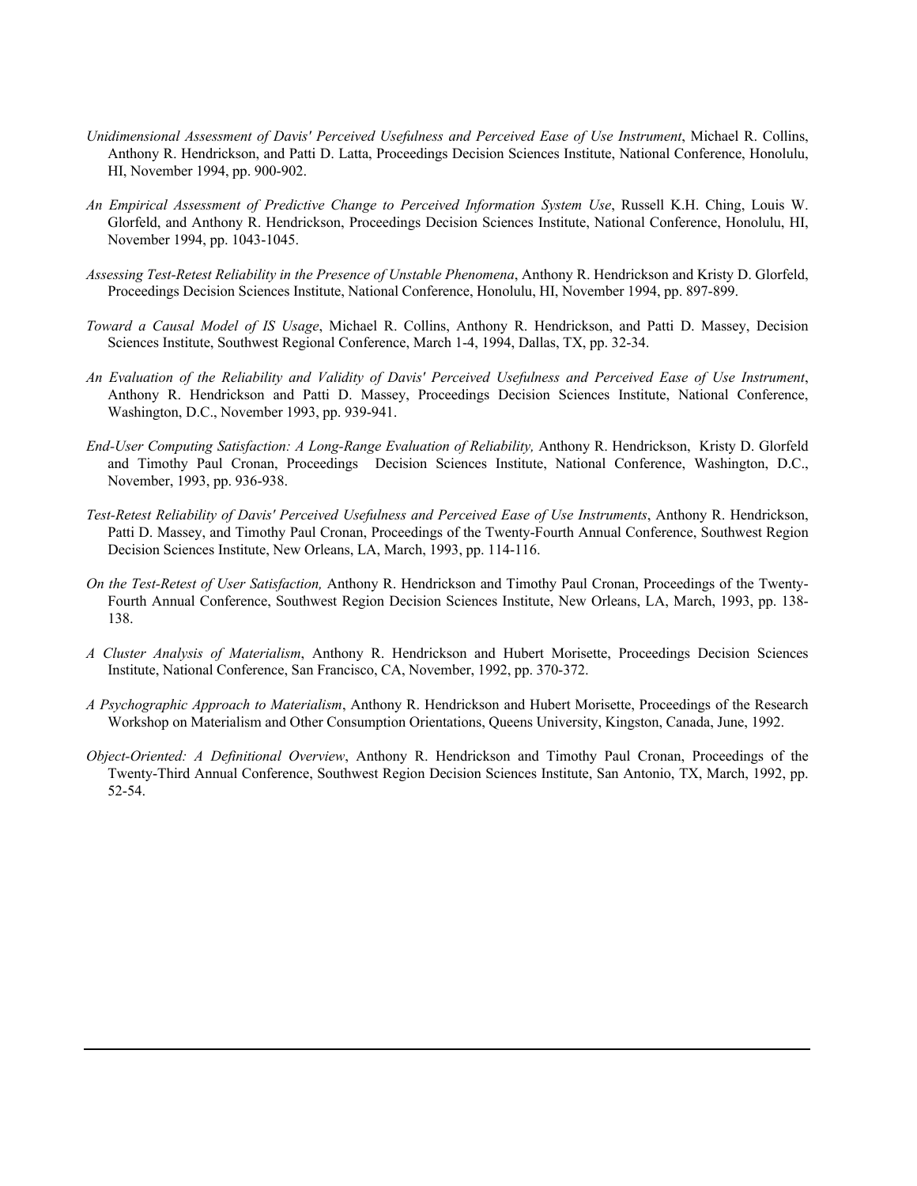*Unidimensional Assessment of Davis' Perceived Usefulness and Perceived Ease of Use Instrument*, Michael R. Collins, Anthony R. Hendrickson, and Patti D. Latta, Proceedings Decision Sciences Institute, National Conference, Honolulu, HI, November 1994, pp. 900-902.

*An Empirical Assessment of Predictive Change to Perceived Information System Use*, Russell K.H. Ching, Louis W. Glorfeld, and Anthony R. Hendrickson, Proceedings Decision Sciences Institute, National Conference, Honolulu, HI, November 1994, pp. 1043-1045.

*Assessing Test-Retest Reliability in the Presence of Unstable Phenomena*, Anthony R. Hendrickson and Kristy D. Glorfeld, Proceedings Decision Sciences Institute, National Conference, Honolulu, HI, November 1994, pp. 897-899.

*Toward a Causal Model of IS Usage*, Michael R. Collins, Anthony R. Hendrickson, and Patti D. Massey, Decision Sciences Institute, Southwest Regional Conference, March 1-4, 1994, Dallas, TX, pp. 32-34.

*An Evaluation of the Reliability and Validity of Davis' Perceived Usefulness and Perceived Ease of Use Instrument*, Anthony R. Hendrickson and Patti D. Massey, Proceedings Decision Sciences Institute, National Conference, Washington, D.C., November 1993, pp. 939-941.

*End-User Computing Satisfaction: A Long-Range Evaluation of Reliability,* Anthony R. Hendrickson, Kristy D. Glorfeld and Timothy Paul Cronan, Proceedings Decision Sciences Institute, National Conference, Washington, D.C., November, 1993, pp. 936-938.

*Test-Retest Reliability of Davis' Perceived Usefulness and Perceived Ease of Use Instruments*, Anthony R. Hendrickson, Patti D. Massey, and Timothy Paul Cronan, Proceedings of the Twenty-Fourth Annual Conference, Southwest Region Decision Sciences Institute, New Orleans, LA, March, 1993, pp. 114-116.

*On the Test-Retest of User Satisfaction,* Anthony R. Hendrickson and Timothy Paul Cronan, Proceedings of the Twenty-Fourth Annual Conference, Southwest Region Decision Sciences Institute, New Orleans, LA, March, 1993, pp. 138-138.

*A Cluster Analysis of Materialism*, Anthony R. Hendrickson and Hubert Morisette, Proceedings Decision Sciences Institute, National Conference, San Francisco, CA, November, 1992, pp. 370-372.

*A Psychographic Approach to Materialism*, Anthony R. Hendrickson and Hubert Morisette, Proceedings of the Research Workshop on Materialism and Other Consumption Orientations, Queens University, Kingston, Canada, June, 1992.

*Object-Oriented: A Definitional Overview*, Anthony R. Hendrickson and Timothy Paul Cronan, Proceedings of the Twenty-Third Annual Conference, Southwest Region Decision Sciences Institute, San Antonio, TX, March, 1992, pp. 52-54.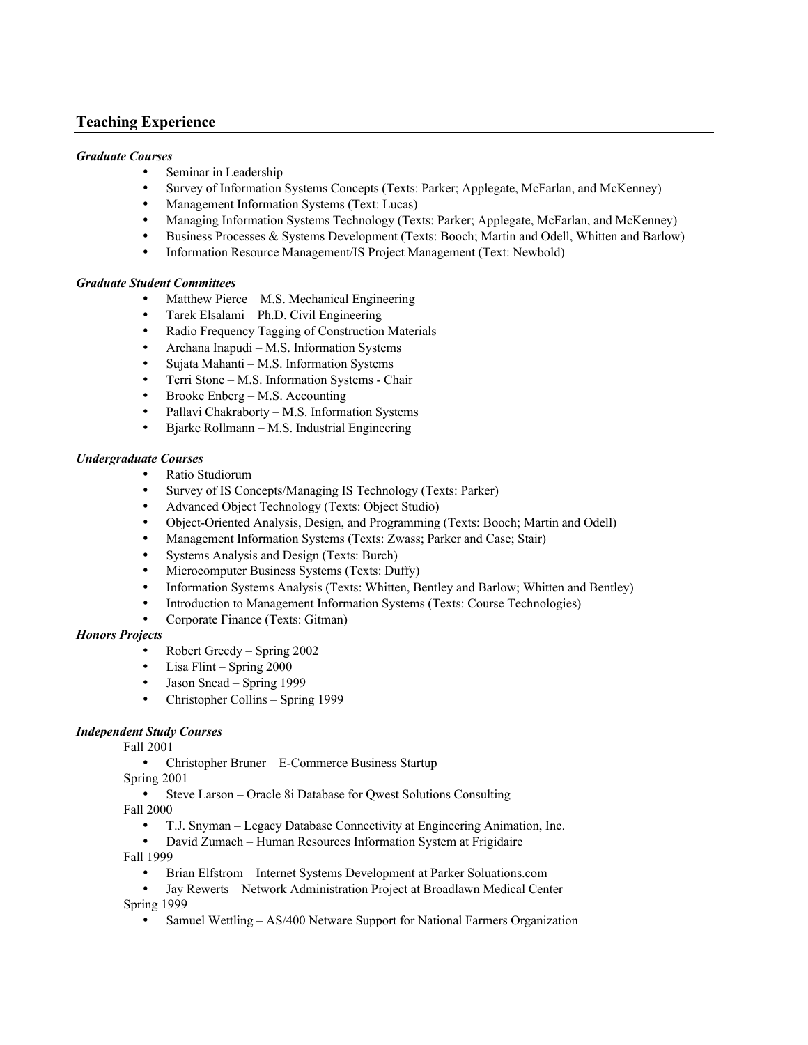## Teaching Experience

***Graduate Courses***

- Seminar in Leadership
- Survey of Information Systems Concepts (Texts: Parker; Applegate, McFarlan, and McKenney)
- Management Information Systems (Text: Lucas)
- Managing Information Systems Technology (Texts: Parker; Applegate, McFarlan, and McKenney)
- Business Processes & Systems Development (Texts: Booch; Martin and Odell, Whitten and Barlow)
- Information Resource Management/IS Project Management (Text: Newbold)

***Graduate Student Committees***

- Matthew Pierce – M.S. Mechanical Engineering
- Tarek Elsalami – Ph.D. Civil Engineering
- Radio Frequency Tagging of Construction Materials
- Archana Inapudi – M.S. Information Systems
- Sujata Mahanti – M.S. Information Systems
- Terri Stone – M.S. Information Systems - Chair
- Brooke Enberg – M.S. Accounting
- Pallavi Chakraborty – M.S. Information Systems
- Bjarke Rollmann – M.S. Industrial Engineering

***Undergraduate Courses***

- Ratio Studiorum
- Survey of IS Concepts/Managing IS Technology (Texts: Parker)
- Advanced Object Technology (Texts: Object Studio)
- Object-Oriented Analysis, Design, and Programming (Texts: Booch; Martin and Odell)
- Management Information Systems (Texts: Zwass; Parker and Case; Stair)
- Systems Analysis and Design (Texts: Burch)
- Microcomputer Business Systems (Texts: Duffy)
- Information Systems Analysis (Texts: Whitten, Bentley and Barlow; Whitten and Bentley)
- Introduction to Management Information Systems (Texts: Course Technologies)
- Corporate Finance (Texts: Gitman)

***Honors Projects***

- Robert Greedy – Spring 2002
- Lisa Flint – Spring 2000
- Jason Snead – Spring 1999
- Christopher Collins – Spring 1999

***Independent Study Courses***

Fall 2001

- Christopher Bruner – E-Commerce Business Startup

Spring 2001

- Steve Larson – Oracle 8i Database for Qwest Solutions Consulting

Fall 2000

- T.J. Snyman – Legacy Database Connectivity at Engineering Animation, Inc.
- David Zumach – Human Resources Information System at Frigidaire

Fall 1999

- Brian Elfstrom – Internet Systems Development at Parker Soluations.com
- Jay Rewerts – Network Administration Project at Broadlawn Medical Center

Spring 1999

- Samuel Wettling – AS/400 Netware Support for National Farmers Organization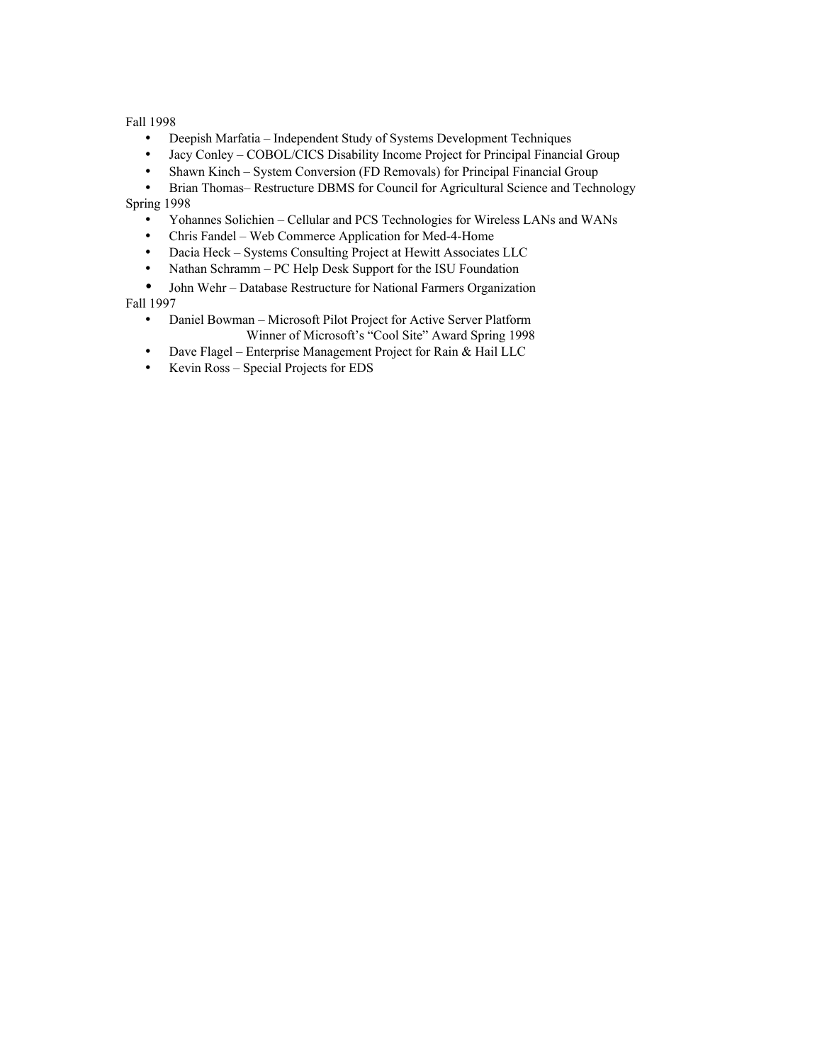Fall 1998

- Deepish Marfatia – Independent Study of Systems Development Techniques
- Jacy Conley – COBOL/CICS Disability Income Project for Principal Financial Group
- Shawn Kinch – System Conversion (FD Removals) for Principal Financial Group
- Brian Thomas– Restructure DBMS for Council for Agricultural Science and Technology

Spring 1998

- Yohannes Solichien – Cellular and PCS Technologies for Wireless LANs and WANs
- Chris Fandel – Web Commerce Application for Med-4-Home
- Dacia Heck – Systems Consulting Project at Hewitt Associates LLC
- Nathan Schramm – PC Help Desk Support for the ISU Foundation
- John Wehr – Database Restructure for National Farmers Organization

Fall 1997

- Daniel Bowman – Microsoft Pilot Project for Active Server Platform
  Winner of Microsoft's "Cool Site" Award Spring 1998
- Dave Flagel – Enterprise Management Project for Rain & Hail LLC
- Kevin Ross – Special Projects for EDS